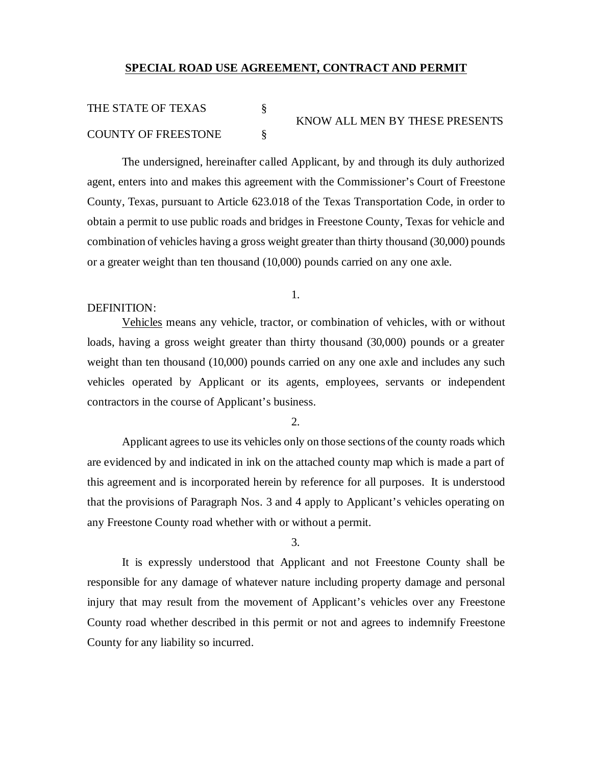# SPECIAL ROAD USE AGREEMENT, CONTRACT AND PERMIT

THE STATE OF TEXAS §
KNOW ALL MEN BY THESE PRESENTS
COUNTY OF FREESTONE §

The undersigned, hereinafter called Applicant, by and through its duly authorized agent, enters into and makes this agreement with the Commissioner's Court of Freestone County, Texas, pursuant to Article 623.018 of the Texas Transportation Code, in order to obtain a permit to use public roads and bridges in Freestone County, Texas for vehicle and combination of vehicles having a gross weight greater than thirty thousand (30,000) pounds or a greater weight than ten thousand (10,000) pounds carried on any one axle.

1.

DEFINITION:

Vehicles means any vehicle, tractor, or combination of vehicles, with or without loads, having a gross weight greater than thirty thousand (30,000) pounds or a greater weight than ten thousand (10,000) pounds carried on any one axle and includes any such vehicles operated by Applicant or its agents, employees, servants or independent contractors in the course of Applicant's business.

2.

Applicant agrees to use its vehicles only on those sections of the county roads which are evidenced by and indicated in ink on the attached county map which is made a part of this agreement and is incorporated herein by reference for all purposes. It is understood that the provisions of Paragraph Nos. 3 and 4 apply to Applicant's vehicles operating on any Freestone County road whether with or without a permit.

3.

It is expressly understood that Applicant and not Freestone County shall be responsible for any damage of whatever nature including property damage and personal injury that may result from the movement of Applicant's vehicles over any Freestone County road whether described in this permit or not and agrees to indemnify Freestone County for any liability so incurred.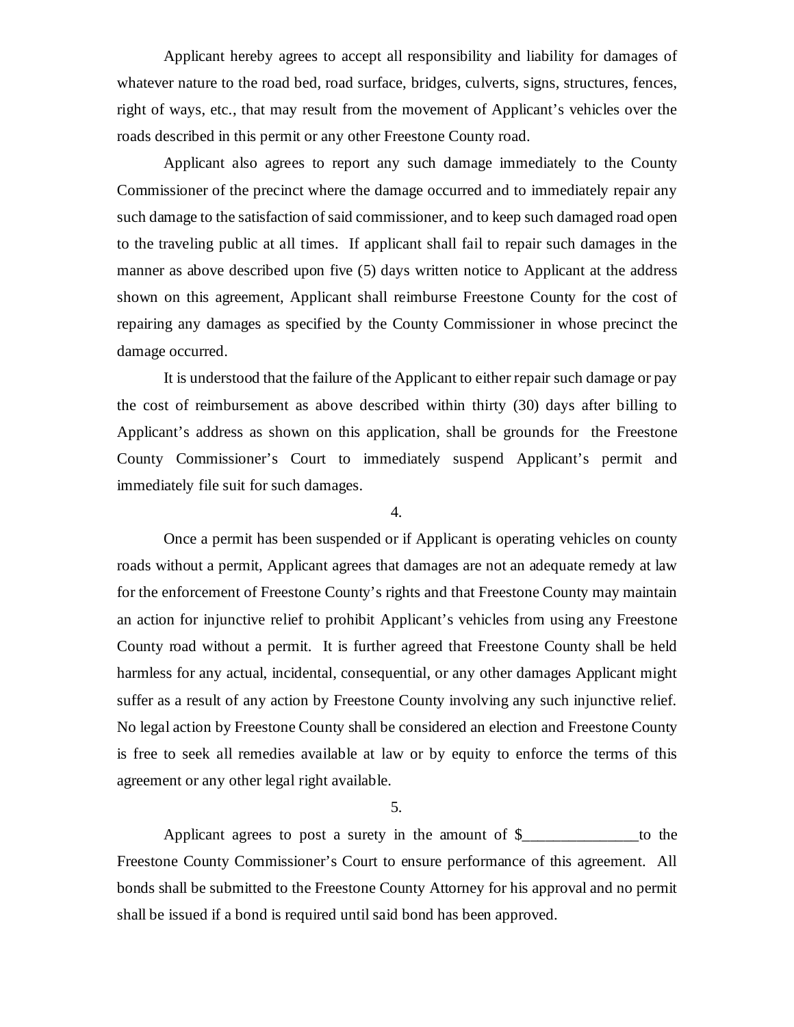Applicant hereby agrees to accept all responsibility and liability for damages of whatever nature to the road bed, road surface, bridges, culverts, signs, structures, fences, right of ways, etc., that may result from the movement of Applicant's vehicles over the roads described in this permit or any other Freestone County road.

Applicant also agrees to report any such damage immediately to the County Commissioner of the precinct where the damage occurred and to immediately repair any such damage to the satisfaction of said commissioner, and to keep such damaged road open to the traveling public at all times. If applicant shall fail to repair such damages in the manner as above described upon five (5) days written notice to Applicant at the address shown on this agreement, Applicant shall reimburse Freestone County for the cost of repairing any damages as specified by the County Commissioner in whose precinct the damage occurred.

It is understood that the failure of the Applicant to either repair such damage or pay the cost of reimbursement as above described within thirty (30) days after billing to Applicant's address as shown on this application, shall be grounds for the Freestone County Commissioner's Court to immediately suspend Applicant's permit and immediately file suit for such damages.

4.

Once a permit has been suspended or if Applicant is operating vehicles on county roads without a permit, Applicant agrees that damages are not an adequate remedy at law for the enforcement of Freestone County's rights and that Freestone County may maintain an action for injunctive relief to prohibit Applicant's vehicles from using any Freestone County road without a permit. It is further agreed that Freestone County shall be held harmless for any actual, incidental, consequential, or any other damages Applicant might suffer as a result of any action by Freestone County involving any such injunctive relief. No legal action by Freestone County shall be considered an election and Freestone County is free to seek all remedies available at law or by equity to enforce the terms of this agreement or any other legal right available.

5.

Applicant agrees to post a surety in the amount of $_______________to the Freestone County Commissioner's Court to ensure performance of this agreement. All bonds shall be submitted to the Freestone County Attorney for his approval and no permit shall be issued if a bond is required until said bond has been approved.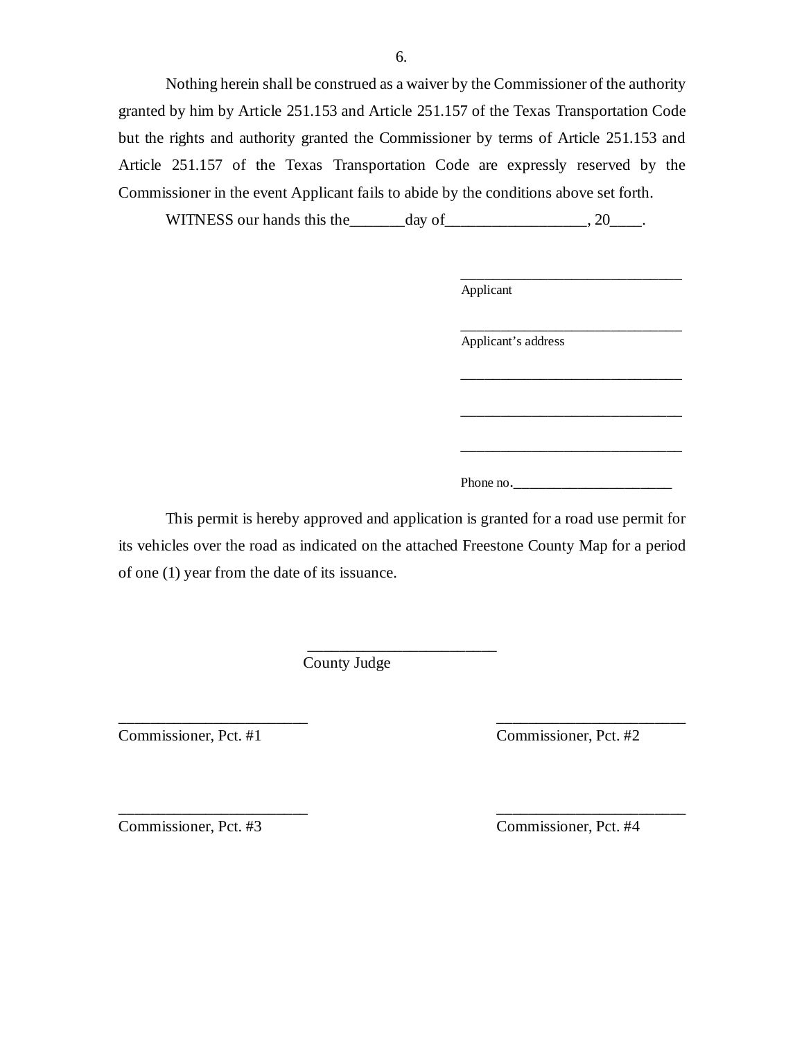Nothing herein shall be construed as a waiver by the Commissioner of the authority granted by him by Article 251.153 and Article 251.157 of the Texas Transportation Code but the rights and authority granted the Commissioner by terms of Article 251.153 and Article 251.157 of the Texas Transportation Code are expressly reserved by the Commissioner in the event Applicant fails to abide by the conditions above set forth.

WITNESS our hands this the_______day of__________________, 20____.

______________________________
Applicant

______________________________
Applicant's address

______________________________

______________________________

______________________________

Phone no.______________________

This permit is hereby approved and application is granted for a road use permit for its vehicles over the road as indicated on the attached Freestone County Map for a period of one (1) year from the date of its issuance.

________________________
County Judge

________________________
Commissioner, Pct. #1

________________________
Commissioner, Pct. #2

________________________
Commissioner, Pct. #3

________________________
Commissioner, Pct. #4